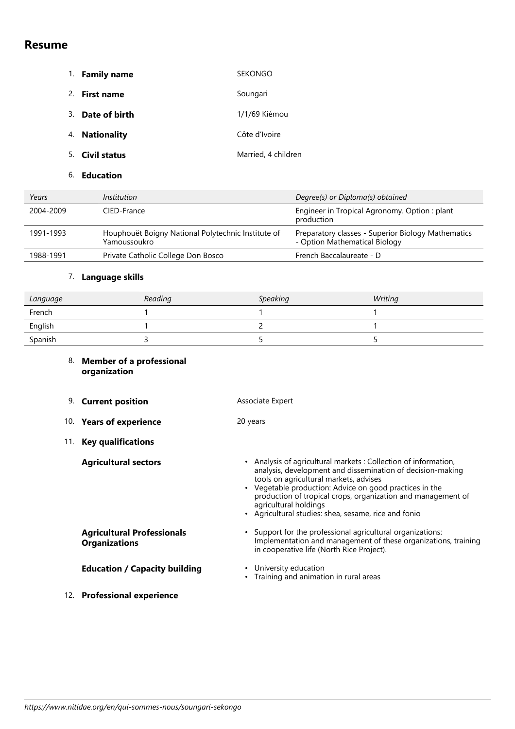# Resume

1. **Family name** SEKONGO
2. **First name** Soungari
3. **Date of birth** 1/1/69 Kiémou
4. **Nationality** Côte d'Ivoire
5. **Civil status** Married, 4 children
6. **Education**

| *Years* | *Institution* | *Degree(s) or Diploma(s) obtained* |
|---|---|---|
| 2004-2009 | CIED-France | Engineer in Tropical Agronomy. Option : plant production |
| 1991-1993 | Houphouët Boigny National Polytechnic Institute of Yamoussoukro | Preparatory classes - Superior Biology Mathematics - Option Mathematical Biology |
| 1988-1991 | Private Catholic College Don Bosco | French Baccalaureate - D |

7. **Language skills**

| *Language* | *Reading* | *Speaking* | *Writing* |
|---|---|---|---|
| French | 1 | 1 | 1 |
| English | 1 | 2 | 1 |
| Spanish | 3 | 5 | 5 |

8. **Member of a professional organization**

9. **Current position** Associate Expert

10. **Years of experience** 20 years

11. **Key qualifications**

**Agricultural sectors**

- Analysis of agricultural markets : Collection of information, analysis, development and dissemination of decision-making tools on agricultural markets, advises
- Vegetable production: Advice on good practices in the production of tropical crops, organization and management of agricultural holdings
- Agricultural studies: shea, sesame, rice and fonio

**Agricultural Professionals Organizations**

- Support for the professional agricultural organizations: Implementation and management of these organizations, training in cooperative life (North Rice Project).

**Education / Capacity building**

- University education
- Training and animation in rural areas

12. **Professional experience**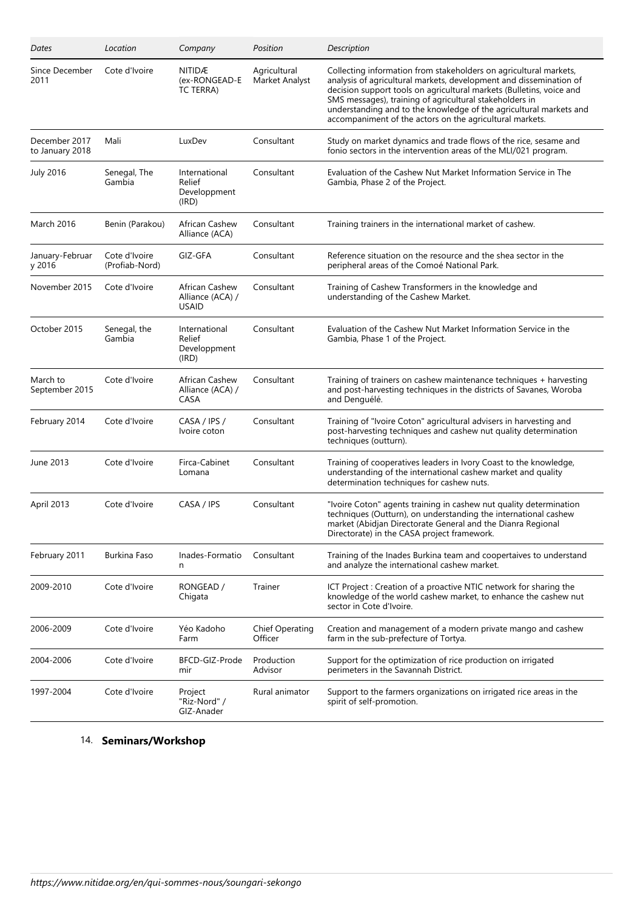| Dates | Location | Company | Position | Description |
|---|---|---|---|---|
| Since December 2011 | Cote d'Ivoire | NITIDÆ (ex-RONGEAD-ETC TERRA) | Agricultural Market Analyst | Collecting information from stakeholders on agricultural markets, analysis of agricultural markets, development and dissemination of decision support tools on agricultural markets (Bulletins, voice and SMS messages), training of agricultural stakeholders in understanding and to the knowledge of the agricultural markets and accompaniment of the actors on the agricultural markets. |
| December 2017 to January 2018 | Mali | LuxDev | Consultant | Study on market dynamics and trade flows of the rice, sesame and fonio sectors in the intervention areas of the MLI/021 program. |
| July 2016 | Senegal, The Gambia | International Relief Developpment (IRD) | Consultant | Evaluation of the Cashew Nut Market Information Service in The Gambia, Phase 2 of the Project. |
| March 2016 | Benin (Parakou) | African Cashew Alliance (ACA) | Consultant | Training trainers in the international market of cashew. |
| January-February 2016 | Cote d'Ivoire (Profiab-Nord) | GIZ-GFA | Consultant | Reference situation on the resource and the shea sector in the peripheral areas of the Comoé National Park. |
| November 2015 | Cote d'Ivoire | African Cashew Alliance (ACA) / USAID | Consultant | Training of Cashew Transformers in the knowledge and understanding of the Cashew Market. |
| October 2015 | Senegal, the Gambia | International Relief Developpment (IRD) | Consultant | Evaluation of the Cashew Nut Market Information Service in the Gambia, Phase 1 of the Project. |
| March to September 2015 | Cote d'Ivoire | African Cashew Alliance (ACA) / CASA | Consultant | Training of trainers on cashew maintenance techniques + harvesting and post-harvesting techniques in the districts of Savanes, Woroba and Denguélé. |
| February 2014 | Cote d'Ivoire | CASA / IPS / Ivoire coton | Consultant | Training of "Ivoire Coton" agricultural advisers in harvesting and post-harvesting techniques and cashew nut quality determination techniques (outturn). |
| June 2013 | Cote d'Ivoire | Firca-Cabinet Lomana | Consultant | Training of cooperatives leaders in Ivory Coast to the knowledge, understanding of the international cashew market and quality determination techniques for cashew nuts. |
| April 2013 | Cote d'Ivoire | CASA / IPS | Consultant | "Ivoire Coton" agents training in cashew nut quality determination techniques (Outturn), on understanding the international cashew market (Abidjan Directorate General and the Dianra Regional Directorate) in the CASA project framework. |
| February 2011 | Burkina Faso | Inades-Formation | Consultant | Training of the Inades Burkina team and coopertaives to understand and analyze the international cashew market. |
| 2009-2010 | Cote d'Ivoire | RONGEAD / Chigata | Trainer | ICT Project : Creation of a proactive NTIC network for sharing the knowledge of the world cashew market, to enhance the cashew nut sector in Cote d'Ivoire. |
| 2006-2009 | Cote d'Ivoire | Yéo Kadoho Farm | Chief Operating Officer | Creation and management of a modern private mango and cashew farm in the sub-prefecture of Tortya. |
| 2004-2006 | Cote d'Ivoire | BFCD-GIZ-Prodemir | Production Advisor | Support for the optimization of rice production on irrigated perimeters in the Savannah District. |
| 1997-2004 | Cote d'Ivoire | Project "Riz-Nord" / GIZ-Anader | Rural animator | Support to the farmers organizations on irrigated rice areas in the spirit of self-promotion. |

14. **Seminars/Workshop**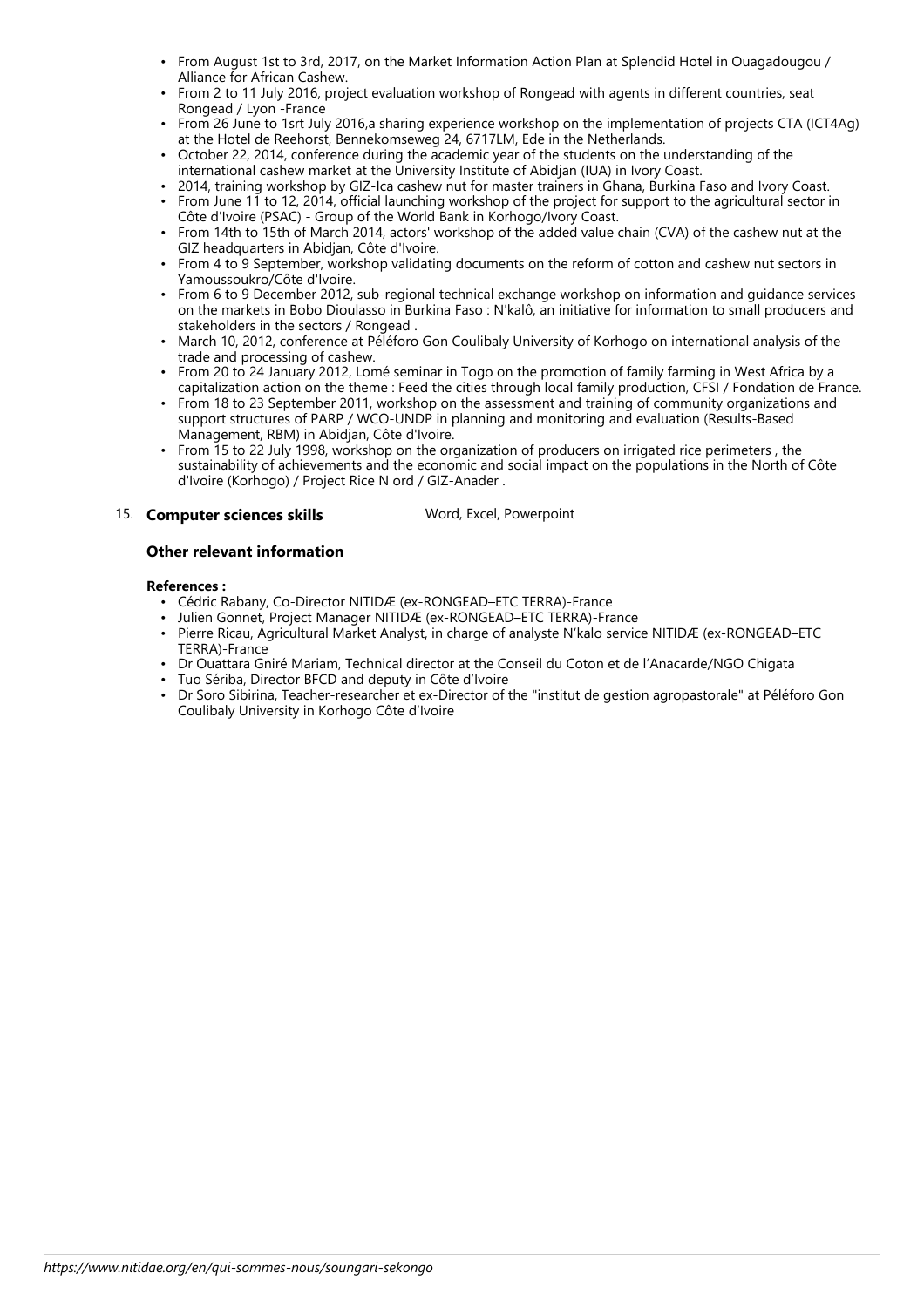- From August 1st to 3rd, 2017, on the Market Information Action Plan at Splendid Hotel in Ouagadougou / Alliance for African Cashew.
- From 2 to 11 July 2016, project evaluation workshop of Rongead with agents in different countries, seat Rongead / Lyon -France
- From 26 June to 1srt July 2016,a sharing experience workshop on the implementation of projects CTA (ICT4Ag) at the Hotel de Reehorst, Bennekomseweg 24, 6717LM, Ede in the Netherlands.
- October 22, 2014, conference during the academic year of the students on the understanding of the international cashew market at the University Institute of Abidjan (IUA) in Ivory Coast.
- 2014, training workshop by GIZ-Ica cashew nut for master trainers in Ghana, Burkina Faso and Ivory Coast.
- From June 11 to 12, 2014, official launching workshop of the project for support to the agricultural sector in Côte d'Ivoire (PSAC) - Group of the World Bank in Korhogo/Ivory Coast.
- From 14th to 15th of March 2014, actors' workshop of the added value chain (CVA) of the cashew nut at the GIZ headquarters in Abidjan, Côte d'Ivoire.
- From 4 to 9 September, workshop validating documents on the reform of cotton and cashew nut sectors in Yamoussoukro/Côte d'Ivoire.
- From 6 to 9 December 2012, sub-regional technical exchange workshop on information and guidance services on the markets in Bobo Dioulasso in Burkina Faso : N'kalô, an initiative for information to small producers and stakeholders in the sectors / Rongead .
- March 10, 2012, conference at Péléforo Gon Coulibaly University of Korhogo on international analysis of the trade and processing of cashew.
- From 20 to 24 January 2012, Lomé seminar in Togo on the promotion of family farming in West Africa by a capitalization action on the theme : Feed the cities through local family production, CFSI / Fondation de France.
- From 18 to 23 September 2011, workshop on the assessment and training of community organizations and support structures of PARP / WCO-UNDP in planning and monitoring and evaluation (Results-Based Management, RBM) in Abidjan, Côte d'Ivoire.
- From 15 to 22 July 1998, workshop on the organization of producers on irrigated rice perimeters , the sustainability of achievements and the economic and social impact on the populations in the North of Côte d'Ivoire (Korhogo) / Project Rice N ord / GIZ-Anader .

15. **Computer sciences skills** Word, Excel, Powerpoint

### Other relevant information

**References :**

- Cédric Rabany, Co-Director NITIDÆ (ex-RONGEAD–ETC TERRA)-France
- Julien Gonnet, Project Manager NITIDÆ (ex-RONGEAD–ETC TERRA)-France
- Pierre Ricau, Agricultural Market Analyst, in charge of analyste N'kalo service NITIDÆ (ex-RONGEAD–ETC TERRA)-France
- Dr Ouattara Gniré Mariam, Technical director at the Conseil du Coton et de l'Anacarde/NGO Chigata
- Tuo Sériba, Director BFCD and deputy in Côte d'Ivoire
- Dr Soro Sibirina, Teacher-researcher et ex-Director of the "institut de gestion agropastorale" at Péléforo Gon Coulibaly University in Korhogo Côte d'Ivoire